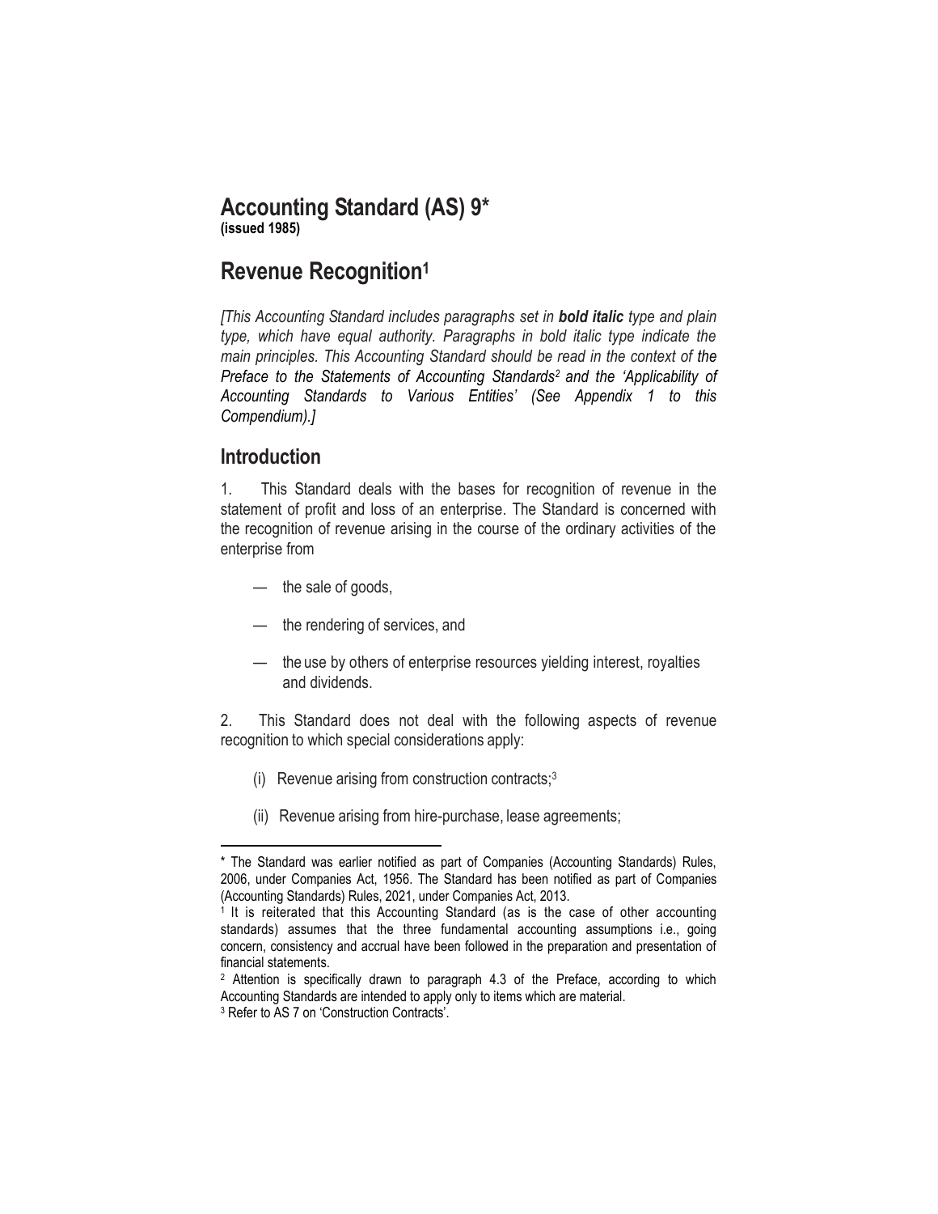# Accounting Standard (AS) 9*

**(issued 1985)**

# Revenue Recognition[1]

*[This Accounting Standard includes paragraphs set in* ***bold italic*** *type and plain type, which have equal authority. Paragraphs in bold italic type indicate the main principles. This Accounting Standard should be read in the context of the Preface to the Statements of Accounting Standards[2] and the 'Applicability of Accounting Standards to Various Entities' (See Appendix 1 to this Compendium).]*

## Introduction

1. This Standard deals with the bases for recognition of revenue in the statement of profit and loss of an enterprise. The Standard is concerned with the recognition of revenue arising in the course of the ordinary activities of the enterprise from

- — the sale of goods,
- — the rendering of services, and
- — the use by others of enterprise resources yielding interest, royalties and dividends.

2. This Standard does not deal with the following aspects of revenue recognition to which special considerations apply:

(i) Revenue arising from construction contracts;[3]

(ii) Revenue arising from hire-purchase, lease agreements;

---

\* The Standard was earlier notified as part of Companies (Accounting Standards) Rules, 2006, under Companies Act, 1956. The Standard has been notified as part of Companies (Accounting Standards) Rules, 2021, under Companies Act, 2013.

[1] It is reiterated that this Accounting Standard (as is the case of other accounting standards) assumes that the three fundamental accounting assumptions i.e., going concern, consistency and accrual have been followed in the preparation and presentation of financial statements.

[2] Attention is specifically drawn to paragraph 4.3 of the Preface, according to which Accounting Standards are intended to apply only to items which are material.

[3] Refer to AS 7 on 'Construction Contracts'.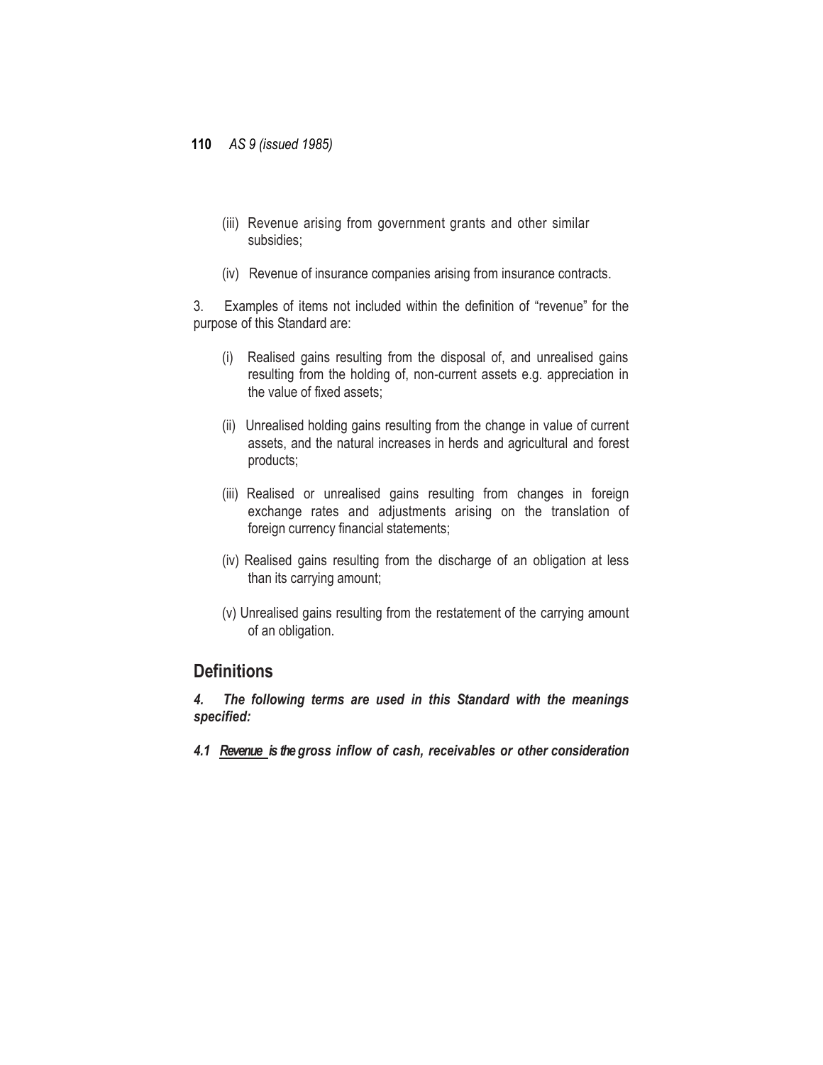(iii) Revenue arising from government grants and other similar subsidies;

(iv) Revenue of insurance companies arising from insurance contracts.

3. Examples of items not included within the definition of "revenue" for the purpose of this Standard are:

(i) Realised gains resulting from the disposal of, and unrealised gains resulting from the holding of, non-current assets e.g. appreciation in the value of fixed assets;

(ii) Unrealised holding gains resulting from the change in value of current assets, and the natural increases in herds and agricultural and forest products;

(iii) Realised or unrealised gains resulting from changes in foreign exchange rates and adjustments arising on the translation of foreign currency financial statements;

(iv) Realised gains resulting from the discharge of an obligation at less than its carrying amount;

(v) Unrealised gains resulting from the restatement of the carrying amount of an obligation.

## Definitions

***4. The following terms are used in this Standard with the meanings specified:***

***4.1 Revenue is the gross inflow of cash, receivables or other consideration***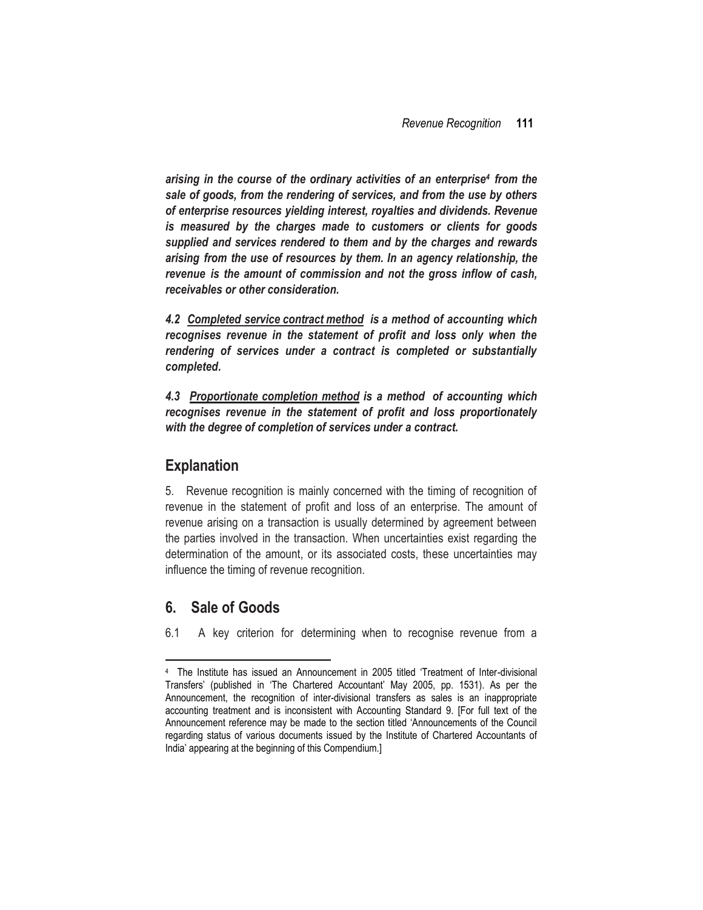***arising in the course of the ordinary activities of an enterprise[4] from the sale of goods, from the rendering of services, and from the use by others of enterprise resources yielding interest, royalties and dividends. Revenue is measured by the charges made to customers or clients for goods supplied and services rendered to them and by the charges and rewards arising from the use of resources by them. In an agency relationship, the revenue is the amount of commission and not the gross inflow of cash, receivables or other consideration.***

***4.2 <u>Completed service contract method</u> is a method of accounting which recognises revenue in the statement of profit and loss only when the rendering of services under a contract is completed or substantially completed.***

***4.3 <u>Proportionate completion method</u> is a method of accounting which recognises revenue in the statement of profit and loss proportionately with the degree of completion of services under a contract.***

## Explanation

5. Revenue recognition is mainly concerned with the timing of recognition of revenue in the statement of profit and loss of an enterprise. The amount of revenue arising on a transaction is usually determined by agreement between the parties involved in the transaction. When uncertainties exist regarding the determination of the amount, or its associated costs, these uncertainties may influence the timing of revenue recognition.

## 6. Sale of Goods

6.1 A key criterion for determining when to recognise revenue from a

---

[4] The Institute has issued an Announcement in 2005 titled 'Treatment of Inter-divisional Transfers' (published in 'The Chartered Accountant' May 2005, pp. 1531). As per the Announcement, the recognition of inter-divisional transfers as sales is an inappropriate accounting treatment and is inconsistent with Accounting Standard 9. [For full text of the Announcement reference may be made to the section titled 'Announcements of the Council regarding status of various documents issued by the Institute of Chartered Accountants of India' appearing at the beginning of this Compendium.]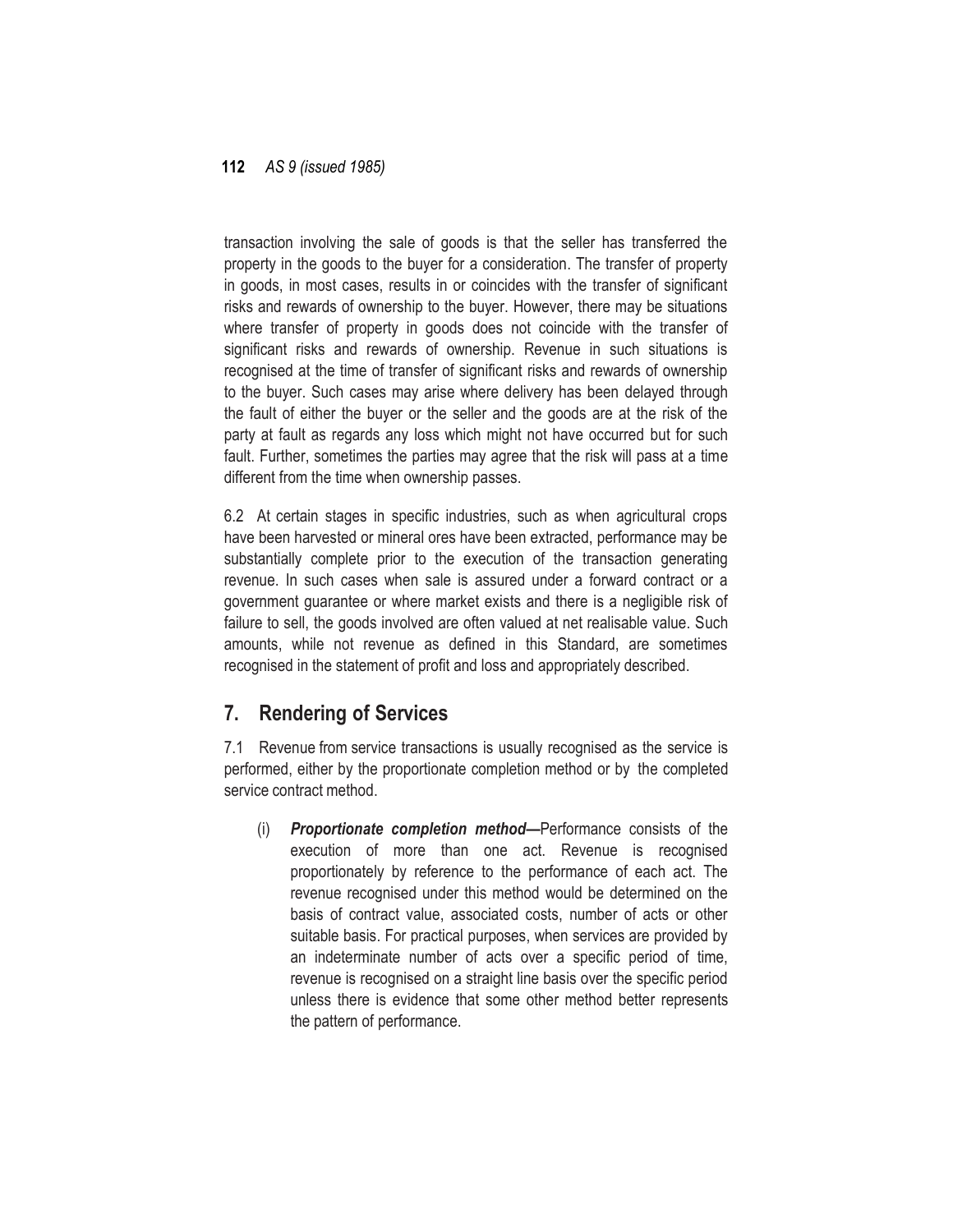transaction involving the sale of goods is that the seller has transferred the property in the goods to the buyer for a consideration. The transfer of property in goods, in most cases, results in or coincides with the transfer of significant risks and rewards of ownership to the buyer. However, there may be situations where transfer of property in goods does not coincide with the transfer of significant risks and rewards of ownership. Revenue in such situations is recognised at the time of transfer of significant risks and rewards of ownership to the buyer. Such cases may arise where delivery has been delayed through the fault of either the buyer or the seller and the goods are at the risk of the party at fault as regards any loss which might not have occurred but for such fault. Further, sometimes the parties may agree that the risk will pass at a time different from the time when ownership passes.

6.2 At certain stages in specific industries, such as when agricultural crops have been harvested or mineral ores have been extracted, performance may be substantially complete prior to the execution of the transaction generating revenue. In such cases when sale is assured under a forward contract or a government guarantee or where market exists and there is a negligible risk of failure to sell, the goods involved are often valued at net realisable value. Such amounts, while not revenue as defined in this Standard, are sometimes recognised in the statement of profit and loss and appropriately described.

## 7. Rendering of Services

7.1 Revenue from service transactions is usually recognised as the service is performed, either by the proportionate completion method or by the completed service contract method.

(i) ***Proportionate completion method—***Performance consists of the execution of more than one act. Revenue is recognised proportionately by reference to the performance of each act. The revenue recognised under this method would be determined on the basis of contract value, associated costs, number of acts or other suitable basis. For practical purposes, when services are provided by an indeterminate number of acts over a specific period of time, revenue is recognised on a straight line basis over the specific period unless there is evidence that some other method better represents the pattern of performance.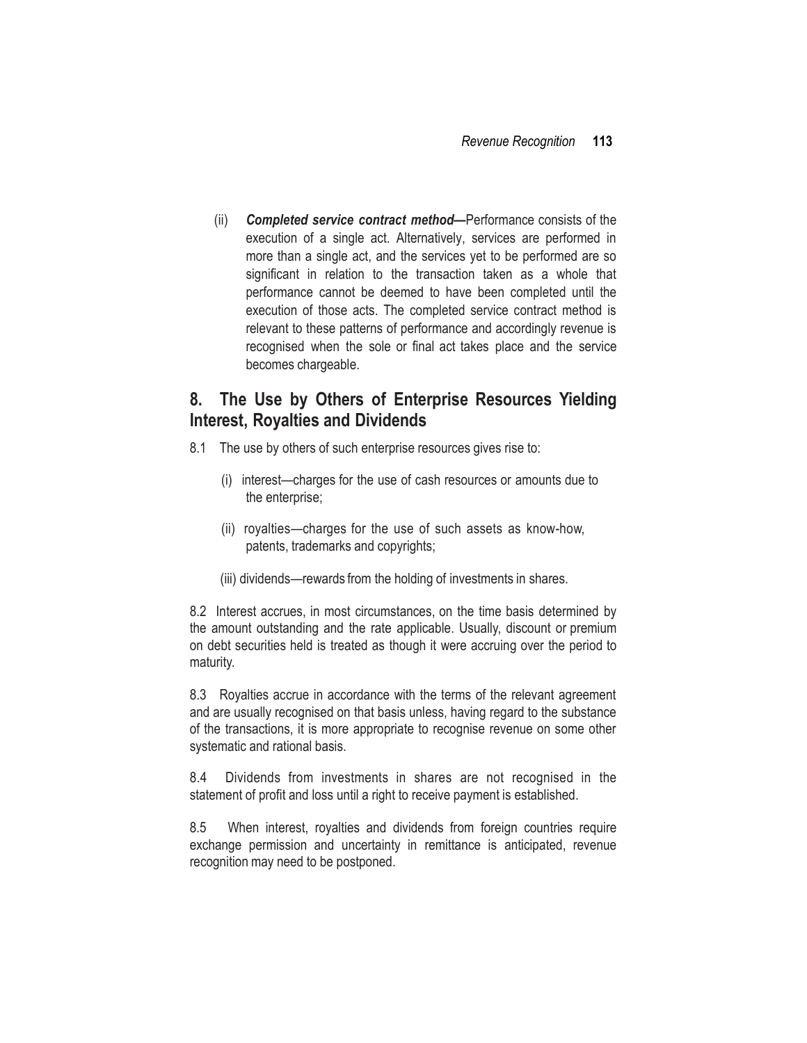(ii) ***Completed service contract method—***Performance consists of the execution of a single act. Alternatively, services are performed in more than a single act, and the services yet to be performed are so significant in relation to the transaction taken as a whole that performance cannot be deemed to have been completed until the execution of those acts. The completed service contract method is relevant to these patterns of performance and accordingly revenue is recognised when the sole or final act takes place and the service becomes chargeable.

## 8. The Use by Others of Enterprise Resources Yielding Interest, Royalties and Dividends

8.1 The use by others of such enterprise resources gives rise to:

(i) interest—charges for the use of cash resources or amounts due to the enterprise;

(ii) royalties—charges for the use of such assets as know-how, patents, trademarks and copyrights;

(iii) dividends—rewards from the holding of investments in shares.

8.2 Interest accrues, in most circumstances, on the time basis determined by the amount outstanding and the rate applicable. Usually, discount or premium on debt securities held is treated as though it were accruing over the period to maturity.

8.3 Royalties accrue in accordance with the terms of the relevant agreement and are usually recognised on that basis unless, having regard to the substance of the transactions, it is more appropriate to recognise revenue on some other systematic and rational basis.

8.4 Dividends from investments in shares are not recognised in the statement of profit and loss until a right to receive payment is established.

8.5 When interest, royalties and dividends from foreign countries require exchange permission and uncertainty in remittance is anticipated, revenue recognition may need to be postponed.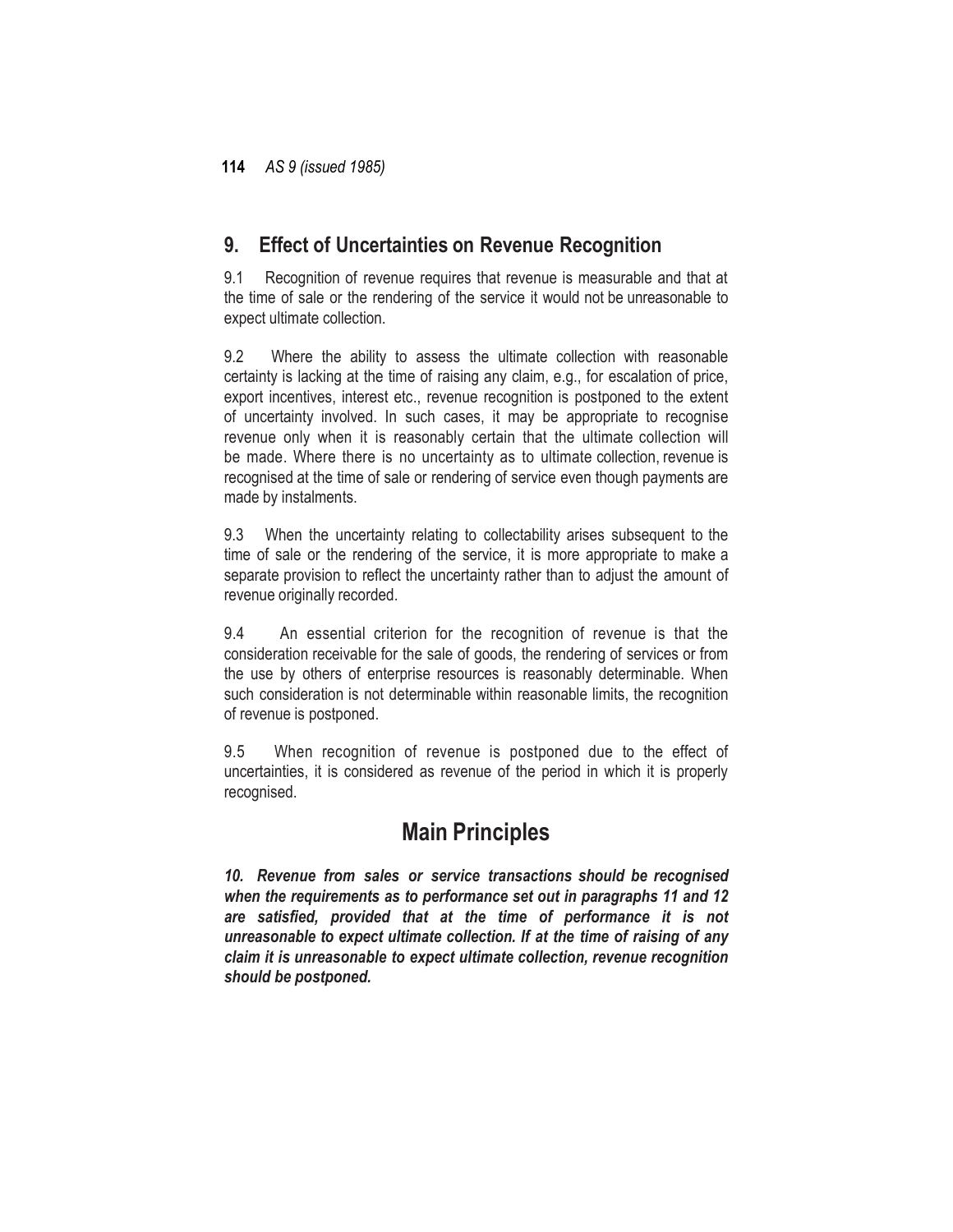## 9. Effect of Uncertainties on Revenue Recognition

9.1 Recognition of revenue requires that revenue is measurable and that at the time of sale or the rendering of the service it would not be unreasonable to expect ultimate collection.

9.2 Where the ability to assess the ultimate collection with reasonable certainty is lacking at the time of raising any claim, e.g., for escalation of price, export incentives, interest etc., revenue recognition is postponed to the extent of uncertainty involved. In such cases, it may be appropriate to recognise revenue only when it is reasonably certain that the ultimate collection will be made. Where there is no uncertainty as to ultimate collection, revenue is recognised at the time of sale or rendering of service even though payments are made by instalments.

9.3 When the uncertainty relating to collectability arises subsequent to the time of sale or the rendering of the service, it is more appropriate to make a separate provision to reflect the uncertainty rather than to adjust the amount of revenue originally recorded.

9.4 An essential criterion for the recognition of revenue is that the consideration receivable for the sale of goods, the rendering of services or from the use by others of enterprise resources is reasonably determinable. When such consideration is not determinable within reasonable limits, the recognition of revenue is postponed.

9.5 When recognition of revenue is postponed due to the effect of uncertainties, it is considered as revenue of the period in which it is properly recognised.

# Main Principles

***10. Revenue from sales or service transactions should be recognised when the requirements as to performance set out in paragraphs 11 and 12 are satisfied, provided that at the time of performance it is not unreasonable to expect ultimate collection. If at the time of raising of any claim it is unreasonable to expect ultimate collection, revenue recognition should be postponed.***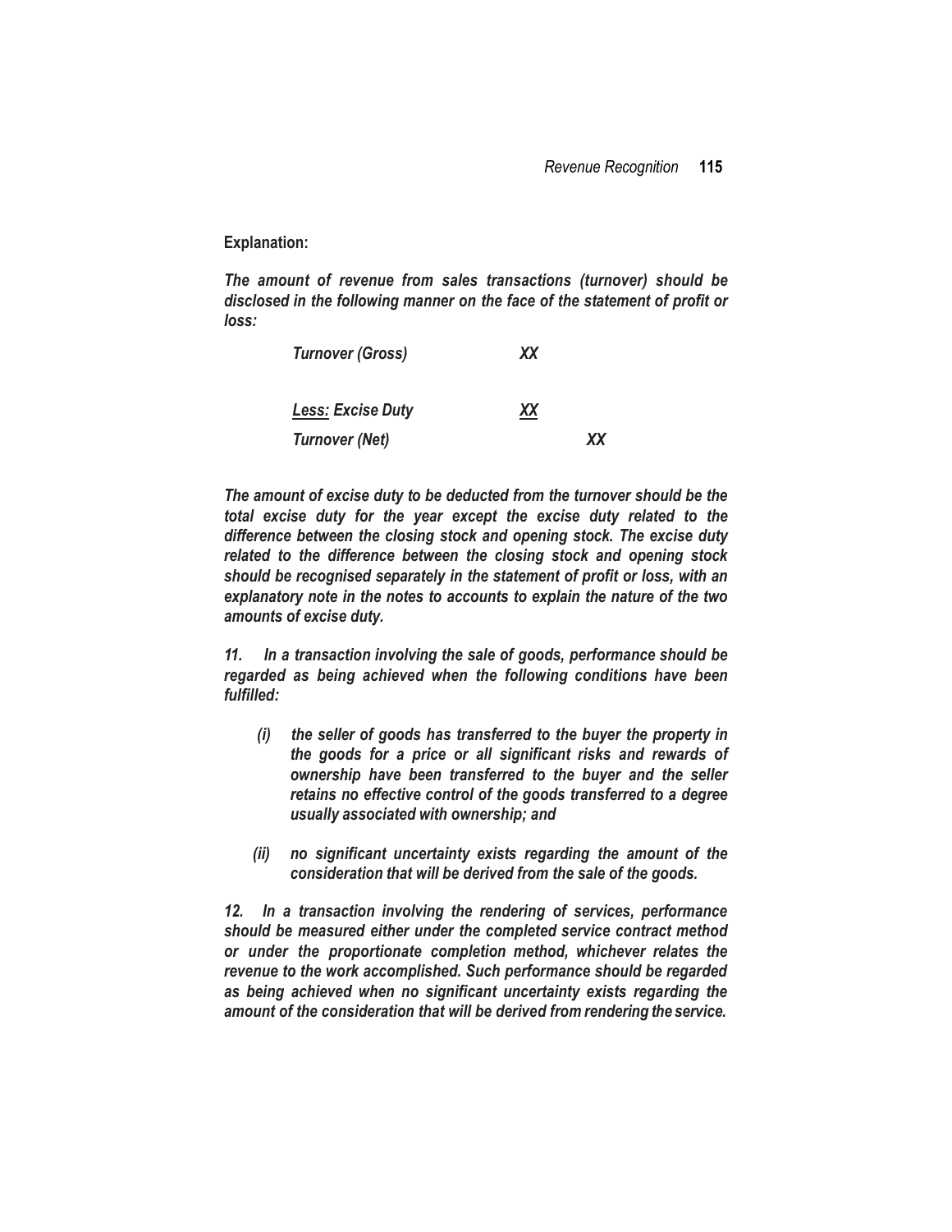**Explanation:**

***The amount of revenue from sales transactions (turnover) should be disclosed in the following manner on the face of the statement of profit or loss:***

| | | |
|---|---|---|
| ***Turnover (Gross)*** | ***XX*** | |
| ***Less: Excise Duty*** | ***XX*** | |
| ***Turnover (Net)*** | | ***XX*** |

***The amount of excise duty to be deducted from the turnover should be the total excise duty for the year except the excise duty related to the difference between the closing stock and opening stock. The excise duty related to the difference between the closing stock and opening stock should be recognised separately in the statement of profit or loss, with an explanatory note in the notes to accounts to explain the nature of the two amounts of excise duty.***

***11. In a transaction involving the sale of goods, performance should be regarded as being achieved when the following conditions have been fulfilled:***

- ***(i) the seller of goods has transferred to the buyer the property in the goods for a price or all significant risks and rewards of ownership have been transferred to the buyer and the seller retains no effective control of the goods transferred to a degree usually associated with ownership; and***

- ***(ii) no significant uncertainty exists regarding the amount of the consideration that will be derived from the sale of the goods.***

***12. In a transaction involving the rendering of services, performance should be measured either under the completed service contract method or under the proportionate completion method, whichever relates the revenue to the work accomplished. Such performance should be regarded as being achieved when no significant uncertainty exists regarding the amount of the consideration that will be derived from rendering the service.***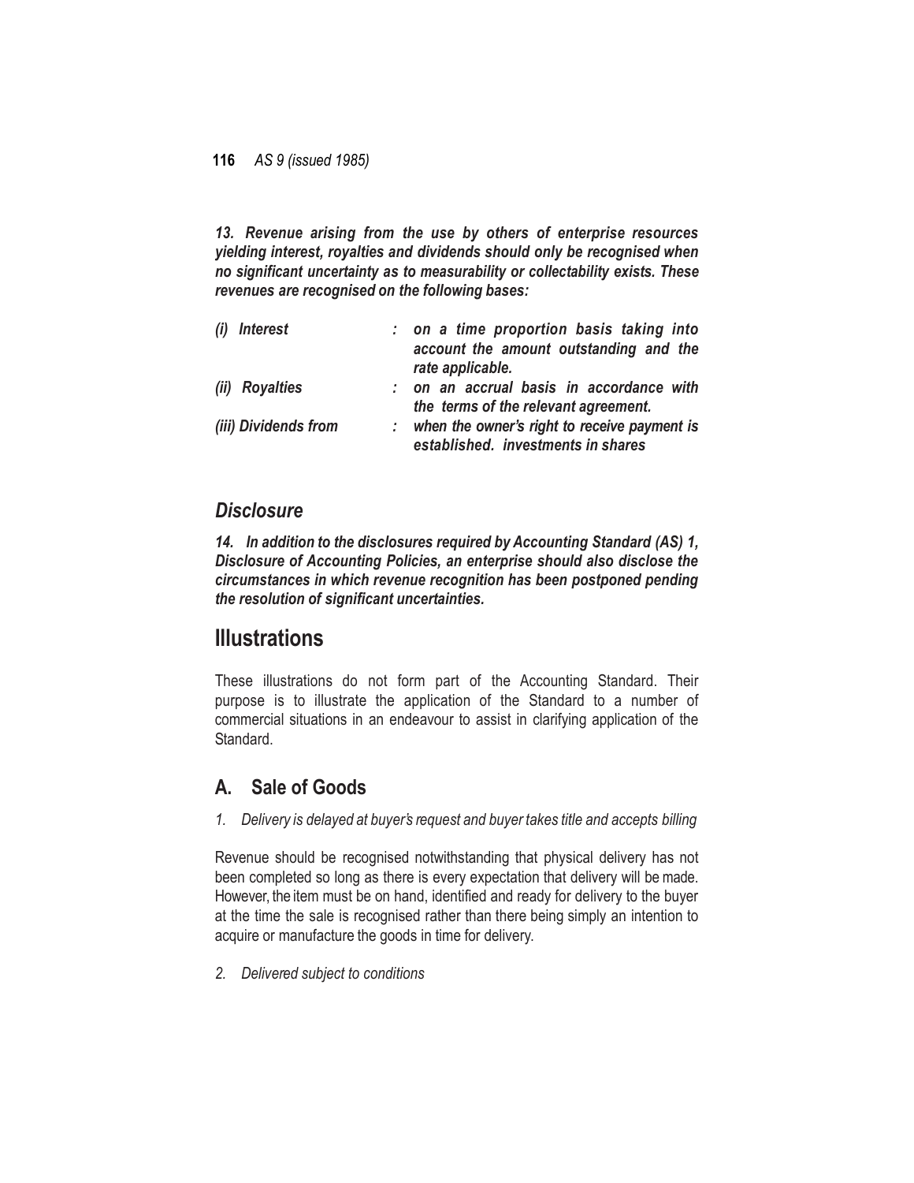***13. Revenue arising from the use by others of enterprise resources yielding interest, royalties and dividends should only be recognised when no significant uncertainty as to measurability or collectability exists. These revenues are recognised on the following bases:***

| | | |
|---|---|---|
| ***(i) Interest*** | : | ***on a time proportion basis taking into account the amount outstanding and the rate applicable.*** |
| ***(ii) Royalties*** | : | ***on an accrual basis in accordance with the terms of the relevant agreement.*** |
| ***(iii) Dividends from*** | : | ***when the owner's right to receive payment is established. investments in shares*** |

## *Disclosure*

***14. In addition to the disclosures required by Accounting Standard (AS) 1, Disclosure of Accounting Policies, an enterprise should also disclose the circumstances in which revenue recognition has been postponed pending the resolution of significant uncertainties.***

# Illustrations

These illustrations do not form part of the Accounting Standard. Their purpose is to illustrate the application of the Standard to a number of commercial situations in an endeavour to assist in clarifying application of the Standard.

## A. Sale of Goods

*1. Delivery is delayed at buyer's request and buyer takes title and accepts billing*

Revenue should be recognised notwithstanding that physical delivery has not been completed so long as there is every expectation that delivery will be made. However, the item must be on hand, identified and ready for delivery to the buyer at the time the sale is recognised rather than there being simply an intention to acquire or manufacture the goods in time for delivery.

*2. Delivered subject to conditions*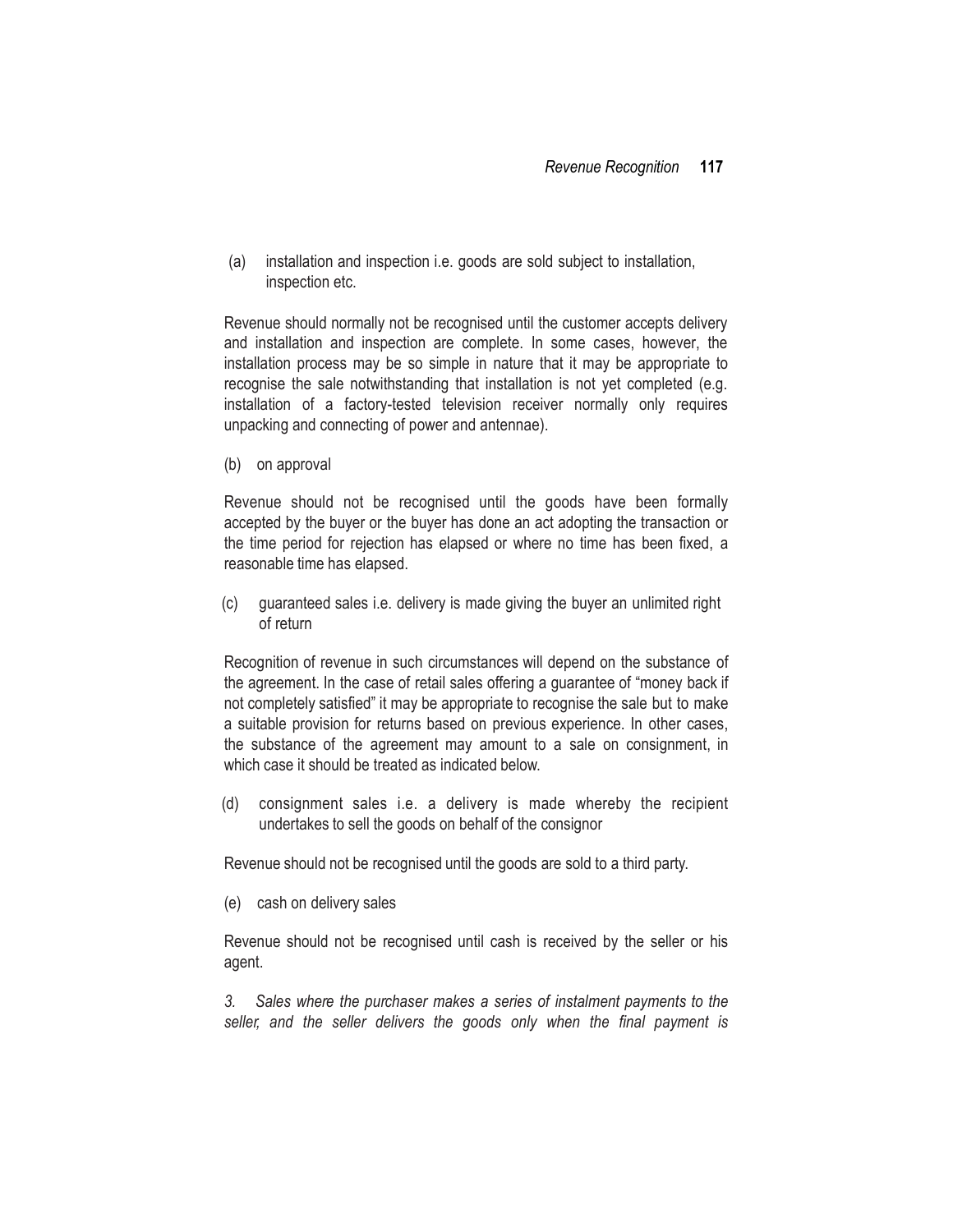(a) installation and inspection i.e. goods are sold subject to installation, inspection etc.

Revenue should normally not be recognised until the customer accepts delivery and installation and inspection are complete. In some cases, however, the installation process may be so simple in nature that it may be appropriate to recognise the sale notwithstanding that installation is not yet completed (e.g. installation of a factory-tested television receiver normally only requires unpacking and connecting of power and antennae).

(b) on approval

Revenue should not be recognised until the goods have been formally accepted by the buyer or the buyer has done an act adopting the transaction or the time period for rejection has elapsed or where no time has been fixed, a reasonable time has elapsed.

(c) guaranteed sales i.e. delivery is made giving the buyer an unlimited right of return

Recognition of revenue in such circumstances will depend on the substance of the agreement. In the case of retail sales offering a guarantee of "money back if not completely satisfied" it may be appropriate to recognise the sale but to make a suitable provision for returns based on previous experience. In other cases, the substance of the agreement may amount to a sale on consignment, in which case it should be treated as indicated below.

(d) consignment sales i.e. a delivery is made whereby the recipient undertakes to sell the goods on behalf of the consignor

Revenue should not be recognised until the goods are sold to a third party.

(e) cash on delivery sales

Revenue should not be recognised until cash is received by the seller or his agent.

*3. Sales where the purchaser makes a series of instalment payments to the seller, and the seller delivers the goods only when the final payment is*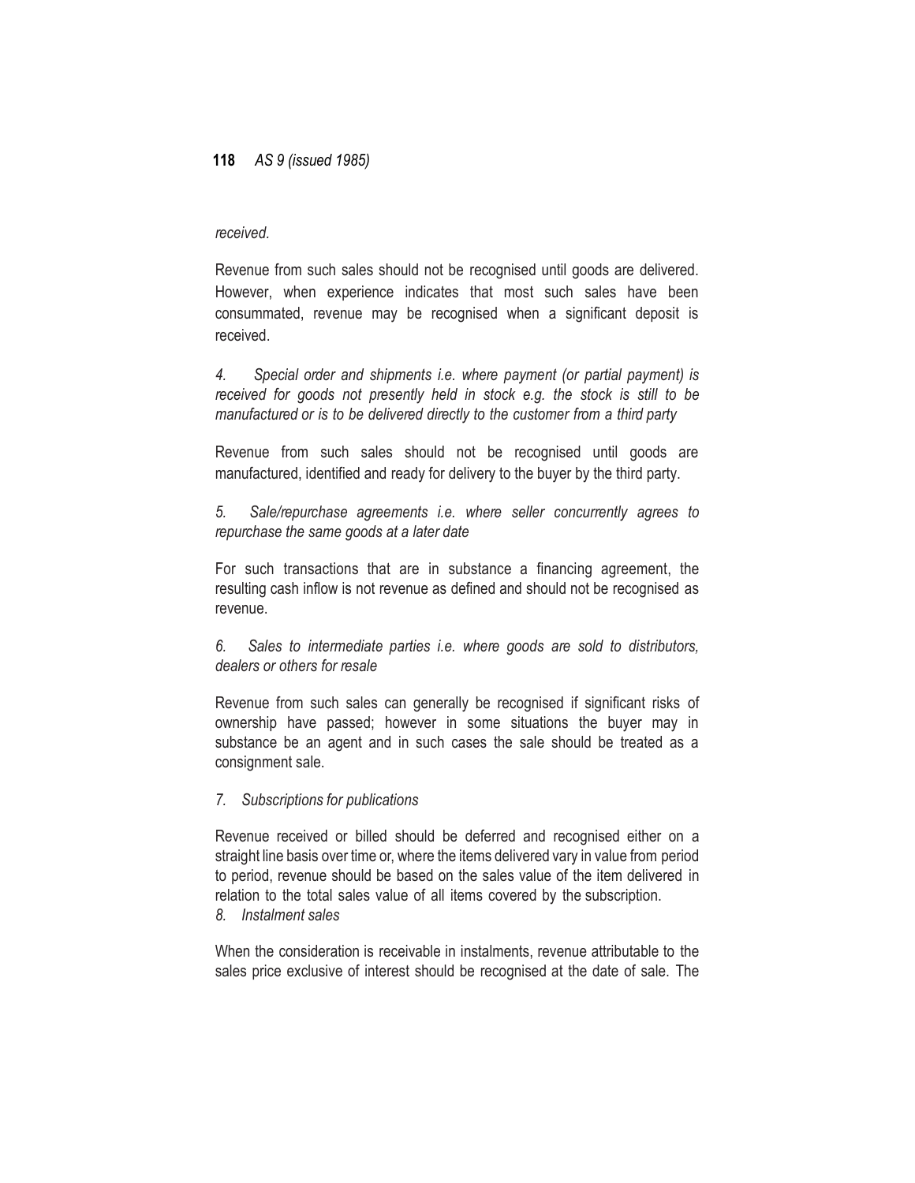*received.*

Revenue from such sales should not be recognised until goods are delivered. However, when experience indicates that most such sales have been consummated, revenue may be recognised when a significant deposit is received.

*4. Special order and shipments i.e. where payment (or partial payment) is received for goods not presently held in stock e.g. the stock is still to be manufactured or is to be delivered directly to the customer from a third party*

Revenue from such sales should not be recognised until goods are manufactured, identified and ready for delivery to the buyer by the third party.

*5. Sale/repurchase agreements i.e. where seller concurrently agrees to repurchase the same goods at a later date*

For such transactions that are in substance a financing agreement, the resulting cash inflow is not revenue as defined and should not be recognised as revenue.

*6. Sales to intermediate parties i.e. where goods are sold to distributors, dealers or others for resale*

Revenue from such sales can generally be recognised if significant risks of ownership have passed; however in some situations the buyer may in substance be an agent and in such cases the sale should be treated as a consignment sale.

*7. Subscriptions for publications*

Revenue received or billed should be deferred and recognised either on a straight line basis over time or, where the items delivered vary in value from period to period, revenue should be based on the sales value of the item delivered in relation to the total sales value of all items covered by the subscription.

*8. Instalment sales*

When the consideration is receivable in instalments, revenue attributable to the sales price exclusive of interest should be recognised at the date of sale. The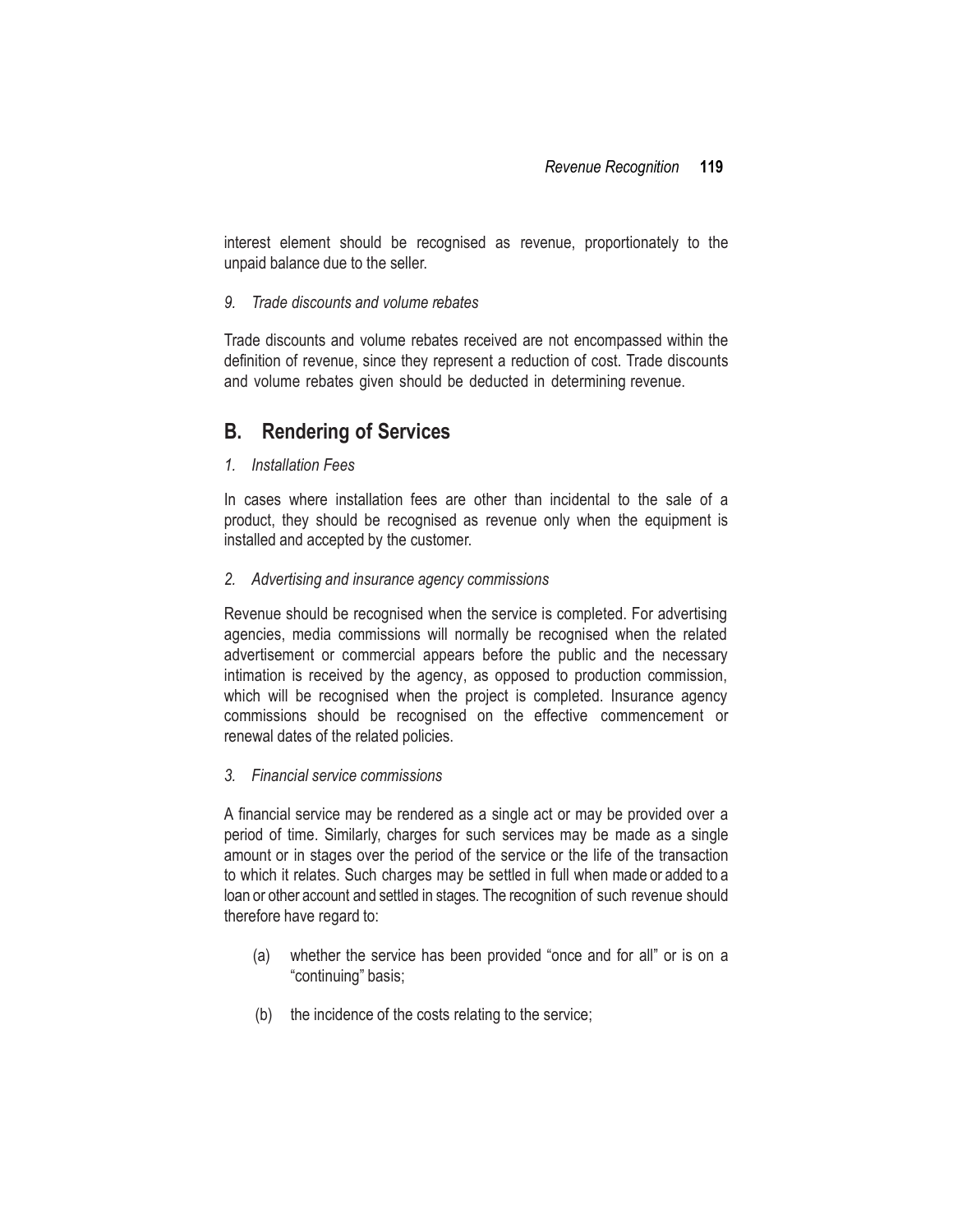interest element should be recognised as revenue, proportionately to the unpaid balance due to the seller.

*9. Trade discounts and volume rebates*

Trade discounts and volume rebates received are not encompassed within the definition of revenue, since they represent a reduction of cost. Trade discounts and volume rebates given should be deducted in determining revenue.

## B. Rendering of Services

*1. Installation Fees*

In cases where installation fees are other than incidental to the sale of a product, they should be recognised as revenue only when the equipment is installed and accepted by the customer.

*2. Advertising and insurance agency commissions*

Revenue should be recognised when the service is completed. For advertising agencies, media commissions will normally be recognised when the related advertisement or commercial appears before the public and the necessary intimation is received by the agency, as opposed to production commission, which will be recognised when the project is completed. Insurance agency commissions should be recognised on the effective commencement or renewal dates of the related policies.

*3. Financial service commissions*

A financial service may be rendered as a single act or may be provided over a period of time. Similarly, charges for such services may be made as a single amount or in stages over the period of the service or the life of the transaction to which it relates. Such charges may be settled in full when made or added to a loan or other account and settled in stages. The recognition of such revenue should therefore have regard to:

(a) whether the service has been provided "once and for all" or is on a "continuing" basis;

(b) the incidence of the costs relating to the service;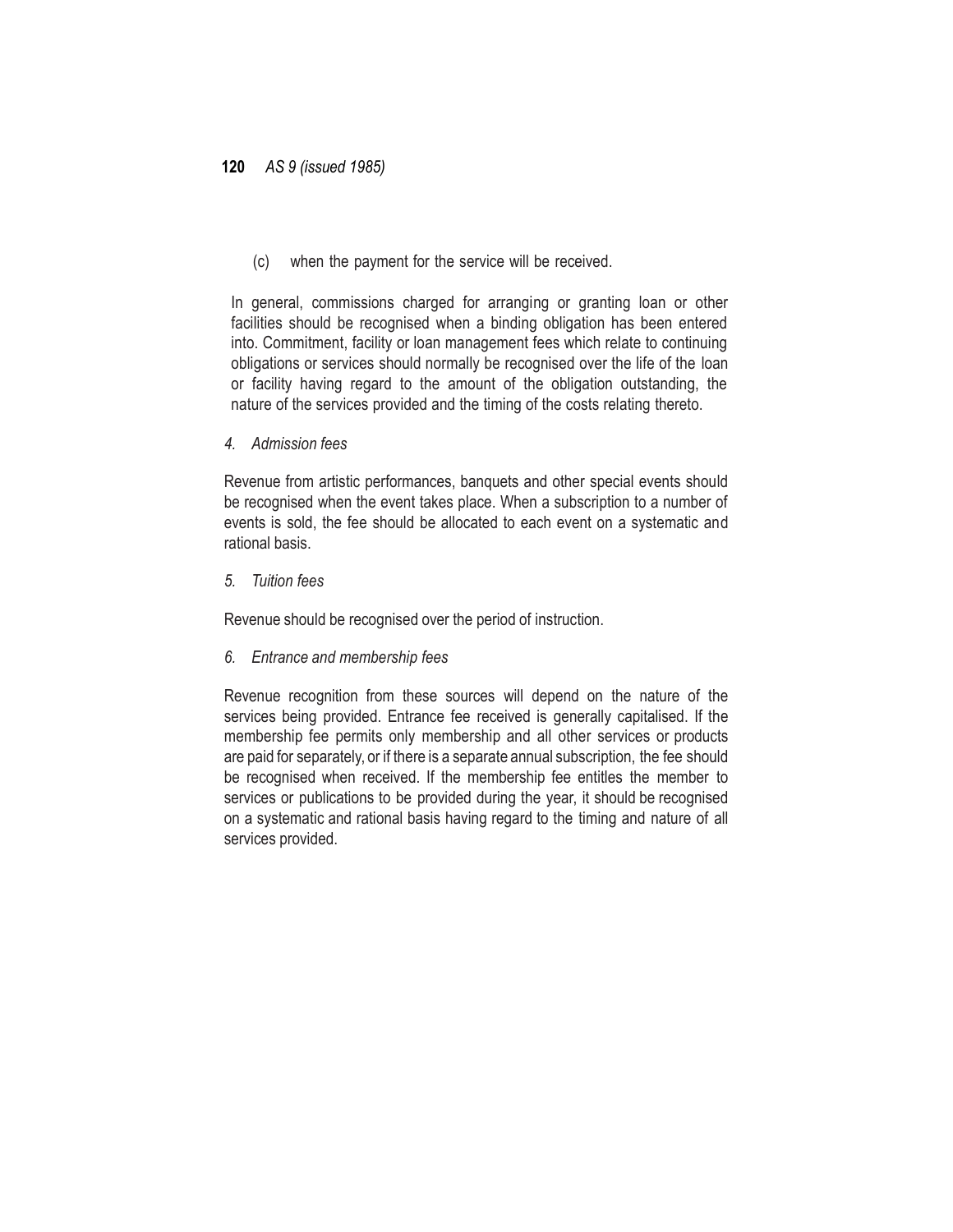(c) when the payment for the service will be received.

In general, commissions charged for arranging or granting loan or other facilities should be recognised when a binding obligation has been entered into. Commitment, facility or loan management fees which relate to continuing obligations or services should normally be recognised over the life of the loan or facility having regard to the amount of the obligation outstanding, the nature of the services provided and the timing of the costs relating thereto.

*4. Admission fees*

Revenue from artistic performances, banquets and other special events should be recognised when the event takes place. When a subscription to a number of events is sold, the fee should be allocated to each event on a systematic and rational basis.

*5. Tuition fees*

Revenue should be recognised over the period of instruction.

*6. Entrance and membership fees*

Revenue recognition from these sources will depend on the nature of the services being provided. Entrance fee received is generally capitalised. If the membership fee permits only membership and all other services or products are paid for separately, or if there is a separate annual subscription, the fee should be recognised when received. If the membership fee entitles the member to services or publications to be provided during the year, it should be recognised on a systematic and rational basis having regard to the timing and nature of all services provided.